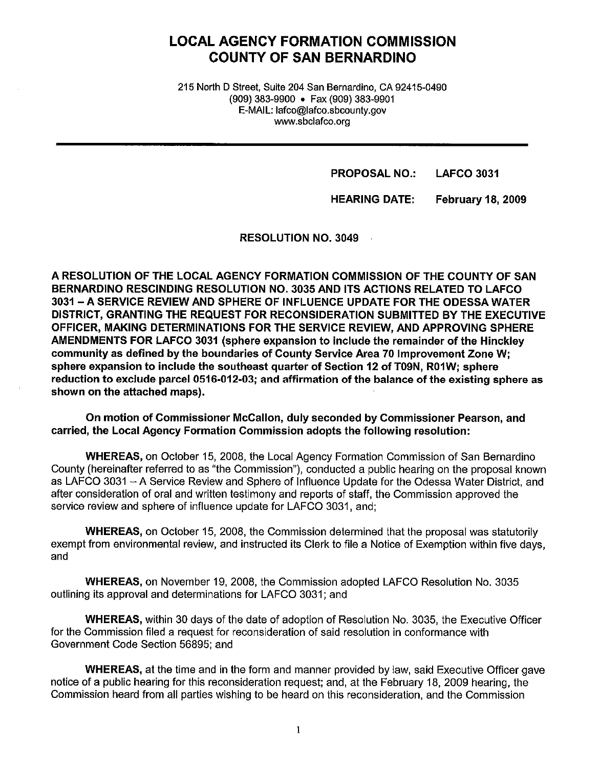# LOCAL AGENCY FORMATION COMMISSION
# COUNTY OF SAN BERNARDINO

215 North D Street, Suite 204 San Bernardino, CA 92415-0490
(909) 383-9900 • Fax (909) 383-9901
E-MAIL: lafco@lafco.sbcounty.gov
www.sbclafco.org

**PROPOSAL NO.: LAFCO 3031**

**HEARING DATE: February 18, 2009**

**RESOLUTION NO. 3049**

**A RESOLUTION OF THE LOCAL AGENCY FORMATION COMMISSION OF THE COUNTY OF SAN BERNARDINO RESCINDING RESOLUTION NO. 3035 AND ITS ACTIONS RELATED TO LAFCO 3031 – A SERVICE REVIEW AND SPHERE OF INFLUENCE UPDATE FOR THE ODESSA WATER DISTRICT, GRANTING THE REQUEST FOR RECONSIDERATION SUBMITTED BY THE EXECUTIVE OFFICER, MAKING DETERMINATIONS FOR THE SERVICE REVIEW, AND APPROVING SPHERE AMENDMENTS FOR LAFCO 3031 (sphere expansion to include the remainder of the Hinckley community as defined by the boundaries of County Service Area 70 Improvement Zone W; sphere expansion to include the southeast quarter of Section 12 of T09N, R01W; sphere reduction to exclude parcel 0516-012-03; and affirmation of the balance of the existing sphere as shown on the attached maps).**

**On motion of Commissioner McCallon, duly seconded by Commissioner Pearson, and carried, the Local Agency Formation Commission adopts the following resolution:**

**WHEREAS,** on October 15, 2008, the Local Agency Formation Commission of San Bernardino County (hereinafter referred to as "the Commission"), conducted a public hearing on the proposal known as LAFCO 3031 – A Service Review and Sphere of Influence Update for the Odessa Water District, and after consideration of oral and written testimony and reports of staff, the Commission approved the service review and sphere of influence update for LAFCO 3031, and;

**WHEREAS,** on October 15, 2008, the Commission determined that the proposal was statutorily exempt from environmental review, and instructed its Clerk to file a Notice of Exemption within five days, and

**WHEREAS,** on November 19, 2008, the Commission adopted LAFCO Resolution No. 3035 outlining its approval and determinations for LAFCO 3031; and

**WHEREAS,** within 30 days of the date of adoption of Resolution No. 3035, the Executive Officer for the Commission filed a request for reconsideration of said resolution in conformance with Government Code Section 56895; and

**WHEREAS,** at the time and in the form and manner provided by law, said Executive Officer gave notice of a public hearing for this reconsideration request; and, at the February 18, 2009 hearing, the Commission heard from all parties wishing to be heard on this reconsideration, and the Commission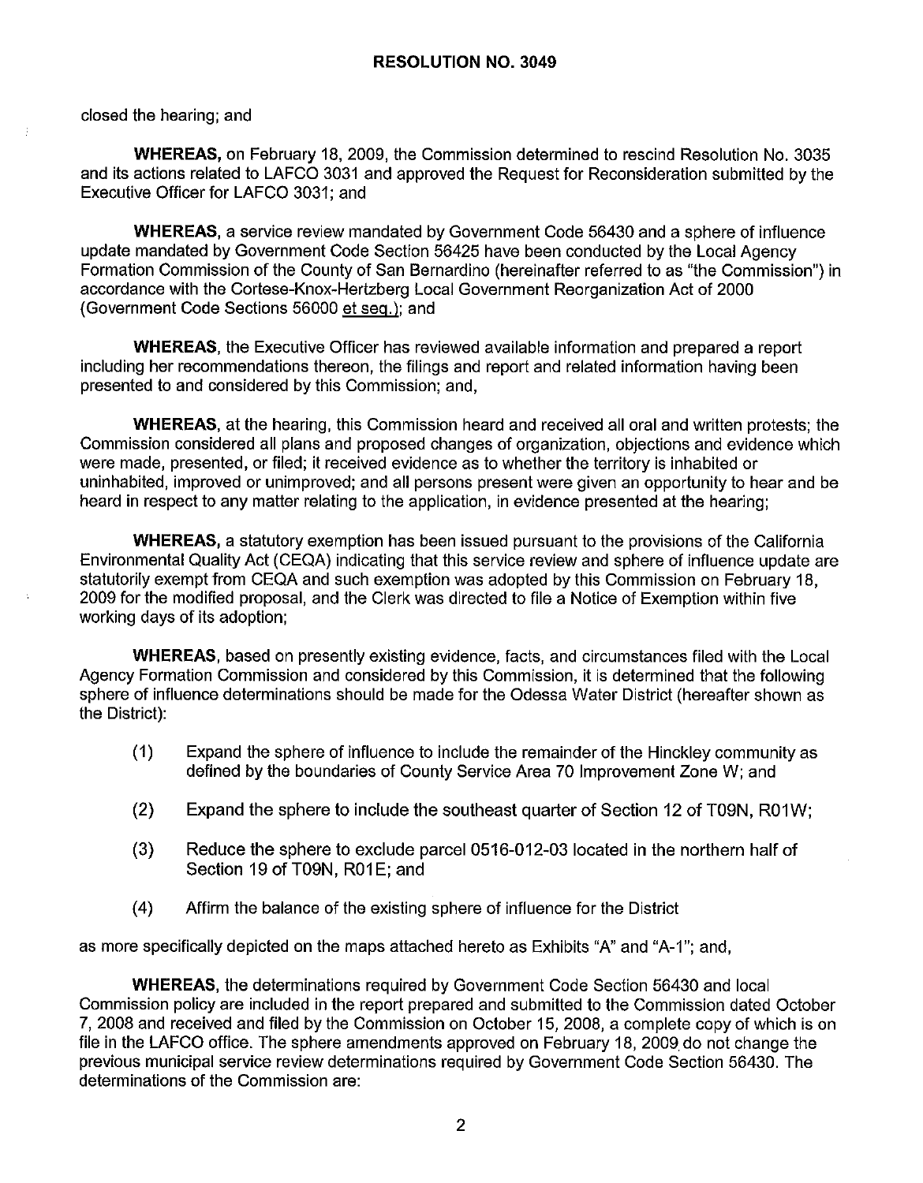closed the hearing; and

**WHEREAS,** on February 18, 2009, the Commission determined to rescind Resolution No. 3035 and its actions related to LAFCO 3031 and approved the Request for Reconsideration submitted by the Executive Officer for LAFCO 3031; and

**WHEREAS,** a service review mandated by Government Code 56430 and a sphere of influence update mandated by Government Code Section 56425 have been conducted by the Local Agency Formation Commission of the County of San Bernardino (hereinafter referred to as "the Commission") in accordance with the Cortese-Knox-Hertzberg Local Government Reorganization Act of 2000 (Government Code Sections 56000 et seq.); and

**WHEREAS,** the Executive Officer has reviewed available information and prepared a report including her recommendations thereon, the filings and report and related information having been presented to and considered by this Commission; and,

**WHEREAS,** at the hearing, this Commission heard and received all oral and written protests; the Commission considered all plans and proposed changes of organization, objections and evidence which were made, presented, or filed; it received evidence as to whether the territory is inhabited or uninhabited, improved or unimproved; and all persons present were given an opportunity to hear and be heard in respect to any matter relating to the application, in evidence presented at the hearing;

**WHEREAS,** a statutory exemption has been issued pursuant to the provisions of the California Environmental Quality Act (CEQA) indicating that this service review and sphere of influence update are statutorily exempt from CEQA and such exemption was adopted by this Commission on February 18, 2009 for the modified proposal, and the Clerk was directed to file a Notice of Exemption within five working days of its adoption;

**WHEREAS,** based on presently existing evidence, facts, and circumstances filed with the Local Agency Formation Commission and considered by this Commission, it is determined that the following sphere of influence determinations should be made for the Odessa Water District (hereafter shown as the District):

(1) Expand the sphere of influence to include the remainder of the Hinckley community as defined by the boundaries of County Service Area 70 Improvement Zone W; and

(2) Expand the sphere to include the southeast quarter of Section 12 of T09N, R01W;

(3) Reduce the sphere to exclude parcel 0516-012-03 located in the northern half of Section 19 of T09N, R01E; and

(4) Affirm the balance of the existing sphere of influence for the District

as more specifically depicted on the maps attached hereto as Exhibits "A" and "A-1"; and,

**WHEREAS,** the determinations required by Government Code Section 56430 and local Commission policy are included in the report prepared and submitted to the Commission dated October 7, 2008 and received and filed by the Commission on October 15, 2008, a complete copy of which is on file in the LAFCO office. The sphere amendments approved on February 18, 2009 do not change the previous municipal service review determinations required by Government Code Section 56430. The determinations of the Commission are: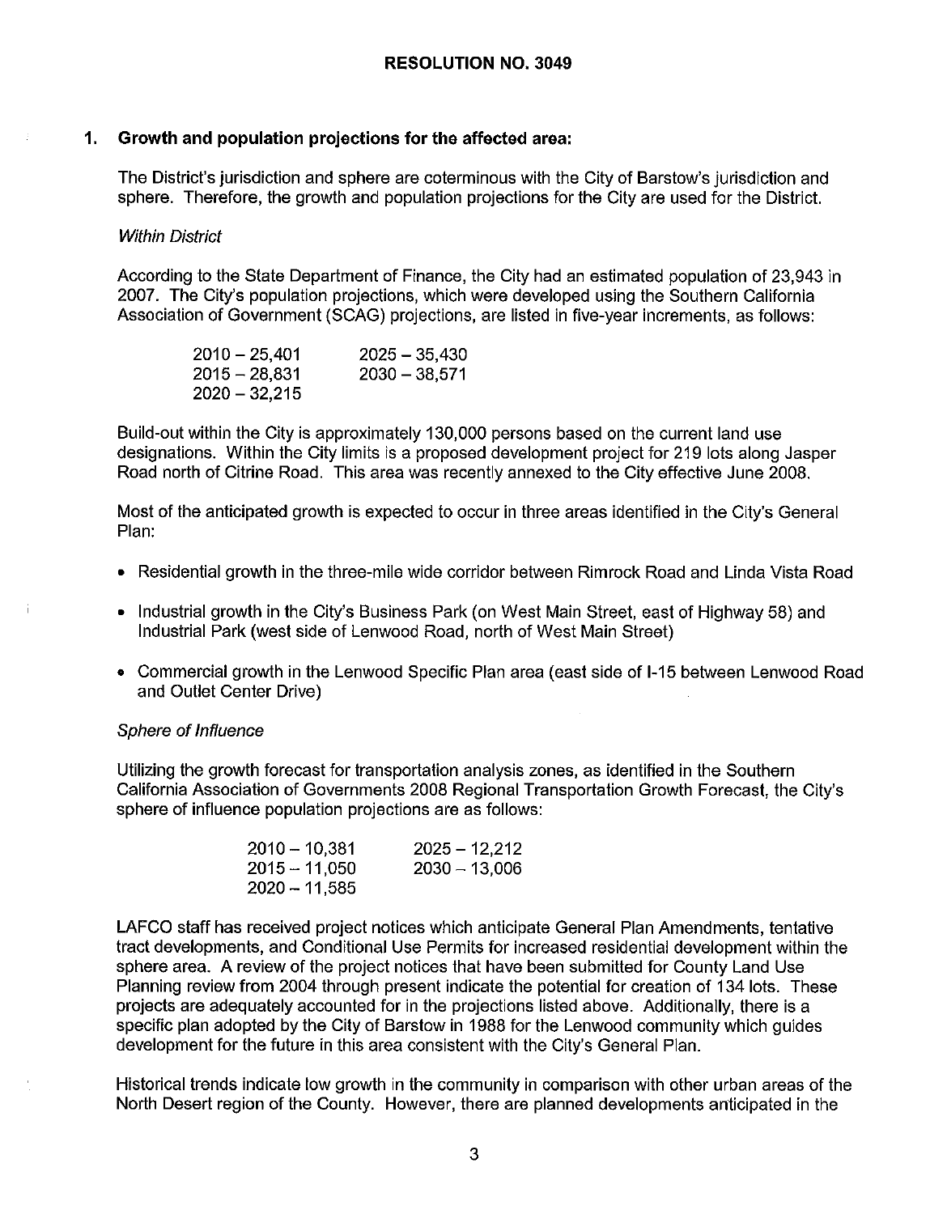**RESOLUTION NO. 3049**

**1. Growth and population projections for the affected area:**

The District's jurisdiction and sphere are coterminous with the City of Barstow's jurisdiction and sphere. Therefore, the growth and population projections for the City are used for the District.

*Within District*

According to the State Department of Finance, the City had an estimated population of 23,943 in 2007. The City's population projections, which were developed using the Southern California Association of Government (SCAG) projections, are listed in five-year increments, as follows:

2010 – 25,401
2015 – 28,831
2020 – 32,215
2025 – 35,430
2030 – 38,571

Build-out within the City is approximately 130,000 persons based on the current land use designations. Within the City limits is a proposed development project for 219 lots along Jasper Road north of Citrine Road. This area was recently annexed to the City effective June 2008.

Most of the anticipated growth is expected to occur in three areas identified in the City's General Plan:

- Residential growth in the three-mile wide corridor between Rimrock Road and Linda Vista Road
- Industrial growth in the City's Business Park (on West Main Street, east of Highway 58) and Industrial Park (west side of Lenwood Road, north of West Main Street)
- Commercial growth in the Lenwood Specific Plan area (east side of I-15 between Lenwood Road and Outlet Center Drive)

*Sphere of Influence*

Utilizing the growth forecast for transportation analysis zones, as identified in the Southern California Association of Governments 2008 Regional Transportation Growth Forecast, the City's sphere of influence population projections are as follows:

2010 – 10,381
2015 – 11,050
2020 – 11,585
2025 – 12,212
2030 – 13,006

LAFCO staff has received project notices which anticipate General Plan Amendments, tentative tract developments, and Conditional Use Permits for increased residential development within the sphere area. A review of the project notices that have been submitted for County Land Use Planning review from 2004 through present indicate the potential for creation of 134 lots. These projects are adequately accounted for in the projections listed above. Additionally, there is a specific plan adopted by the City of Barstow in 1988 for the Lenwood community which guides development for the future in this area consistent with the City's General Plan.

Historical trends indicate low growth in the community in comparison with other urban areas of the North Desert region of the County. However, there are planned developments anticipated in the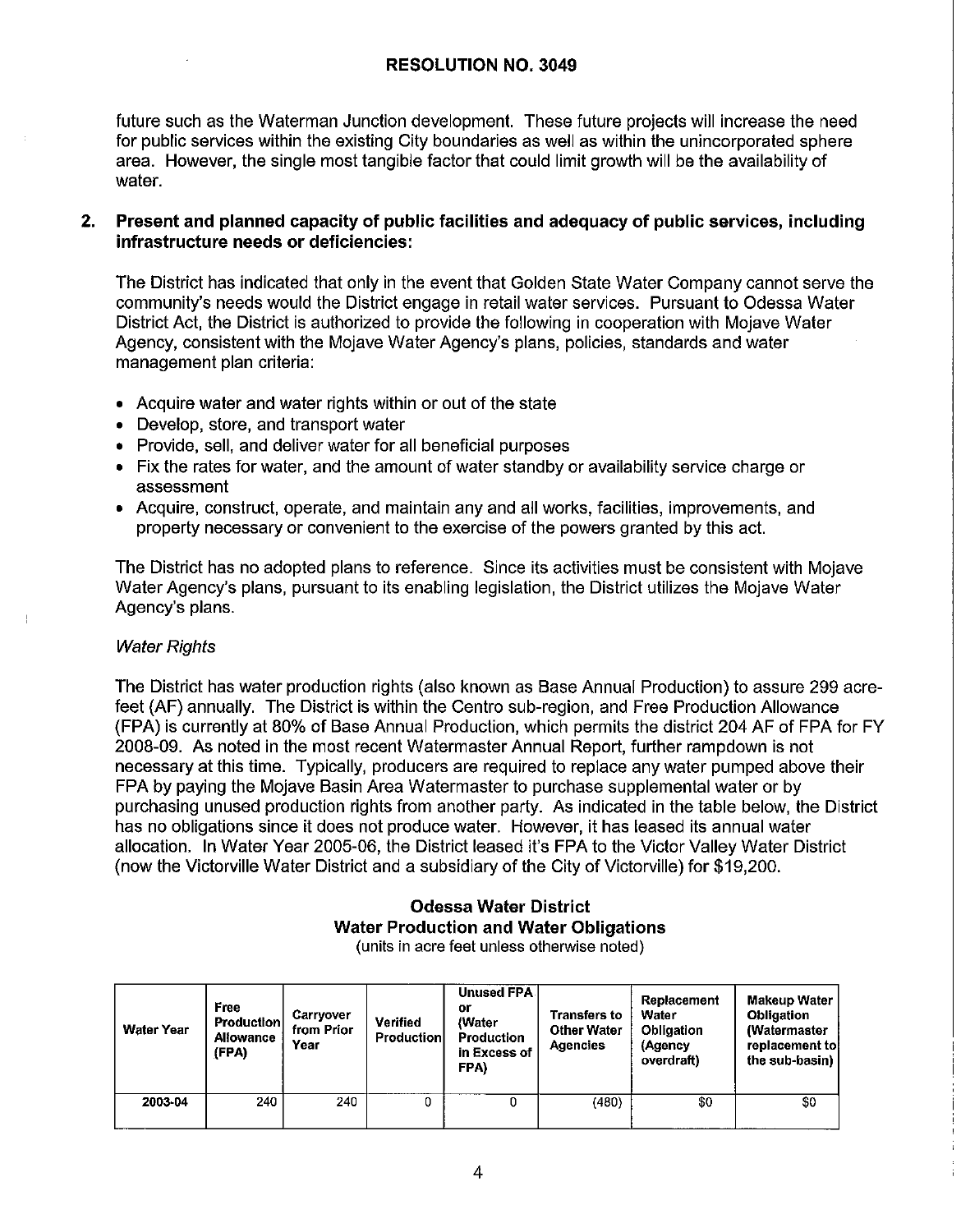future such as the Waterman Junction development. These future projects will increase the need for public services within the existing City boundaries as well as within the unincorporated sphere area. However, the single most tangible factor that could limit growth will be the availability of water.

**2. Present and planned capacity of public facilities and adequacy of public services, including infrastructure needs or deficiencies:**

The District has indicated that only in the event that Golden State Water Company cannot serve the community's needs would the District engage in retail water services. Pursuant to Odessa Water District Act, the District is authorized to provide the following in cooperation with Mojave Water Agency, consistent with the Mojave Water Agency's plans, policies, standards and water management plan criteria:

- Acquire water and water rights within or out of the state
- Develop, store, and transport water
- Provide, sell, and deliver water for all beneficial purposes
- Fix the rates for water, and the amount of water standby or availability service charge or assessment
- Acquire, construct, operate, and maintain any and all works, facilities, improvements, and property necessary or convenient to the exercise of the powers granted by this act.

The District has no adopted plans to reference. Since its activities must be consistent with Mojave Water Agency's plans, pursuant to its enabling legislation, the District utilizes the Mojave Water Agency's plans.

*Water Rights*

The District has water production rights (also known as Base Annual Production) to assure 299 acre-feet (AF) annually. The District is within the Centro sub-region, and Free Production Allowance (FPA) is currently at 80% of Base Annual Production, which permits the district 204 AF of FPA for FY 2008-09. As noted in the most recent Watermaster Annual Report, further rampdown is not necessary at this time. Typically, producers are required to replace any water pumped above their FPA by paying the Mojave Basin Area Watermaster to purchase supplemental water or by purchasing unused production rights from another party. As indicated in the table below, the District has no obligations since it does not produce water. However, it has leased its annual water allocation. In Water Year 2005-06, the District leased it's FPA to the Victor Valley Water District (now the Victorville Water District and a subsidiary of the City of Victorville) for $19,200.

**Odessa Water District**
**Water Production and Water Obligations**
(units in acre feet unless otherwise noted)

| Water Year | Free Production Allowance (FPA) | Carryover from Prior Year | Verified Production | Unused FPA or (Water Production in Excess of FPA) | Transfers to Other Water Agencies | Replacement Water Obligation (Agency overdraft) | Makeup Water Obligation (Watermaster replacement to the sub-basin) |
|---|---|---|---|---|---|---|---|
| 2003-04 | 240 | 240 | 0 | 0 | (480) | $0 | $0 |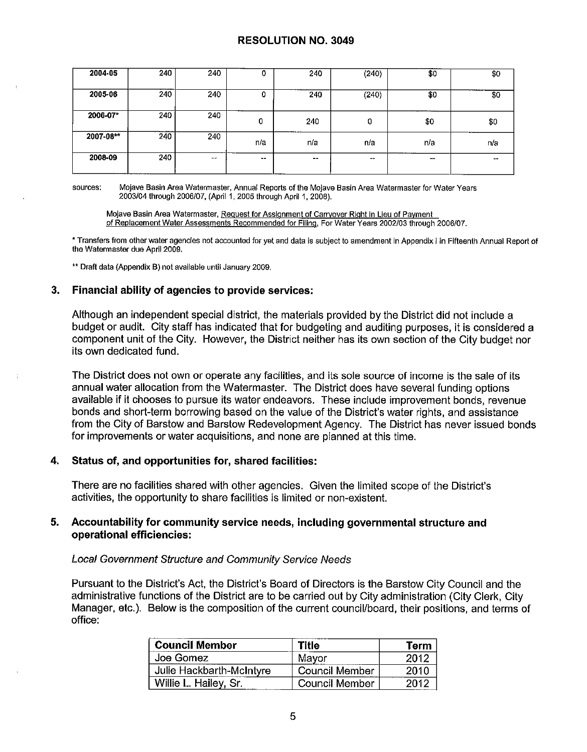| | | | | | | | |
|---|---|---|---|---|---|---|---|
| **2004-05** | 240 | 240 | 0 | 240 | (240) | $0 | $0 |
| **2005-06** | 240 | 240 | 0 | 240 | (240) | $0 | $0 |
| **2006-07*** | 240 | 240 | 0 | 240 | 0 | $0 | $0 |
| **2007-08**** | 240 | 240 | n/a | n/a | n/a | n/a | n/a |
| **2008-09** | 240 | -- | -- | -- | -- | -- | -- |

sources: Mojave Basin Area Watermaster, Annual Reports of the Mojave Basin Area Watermaster for Water Years 2003/04 through 2006/07, (April 1, 2005 through April 1, 2008).

Mojave Basin Area Watermaster, Request for Assignment of Carryover Right in Lieu of Payment of Replacement Water Assessments Recommended for Filing, For Water Years 2002/03 through 2006/07.

\* Transfers from other water agencies not accounted for yet and data is subject to amendment in Appendix I in Fifteenth Annual Report of the Watermaster due April 2009.

\*\* Draft data (Appendix B) not available until January 2009.

### 3. Financial ability of agencies to provide services:

Although an independent special district, the materials provided by the District did not include a budget or audit. City staff has indicated that for budgeting and auditing purposes, it is considered a component unit of the City. However, the District neither has its own section of the City budget nor its own dedicated fund.

The District does not own or operate any facilities, and its sole source of income is the sale of its annual water allocation from the Watermaster. The District does have several funding options available if it chooses to pursue its water endeavors. These include improvement bonds, revenue bonds and short-term borrowing based on the value of the District's water rights, and assistance from the City of Barstow and Barstow Redevelopment Agency. The District has never issued bonds for improvements or water acquisitions, and none are planned at this time.

### 4. Status of, and opportunities for, shared facilities:

There are no facilities shared with other agencies. Given the limited scope of the District's activities, the opportunity to share facilities is limited or non-existent.

### 5. Accountability for community service needs, including governmental structure and operational efficiencies:

*Local Government Structure and Community Service Needs*

Pursuant to the District's Act, the District's Board of Directors is the Barstow City Council and the administrative functions of the District are to be carried out by City administration (City Clerk, City Manager, etc.). Below is the composition of the current council/board, their positions, and terms of office:

| Council Member | Title | Term |
|---|---|---|
| Joe Gomez | Mayor | 2012 |
| Julie Hackbarth-McIntyre | Council Member | 2010 |
| Willie L. Hailey, Sr. | Council Member | 2012 |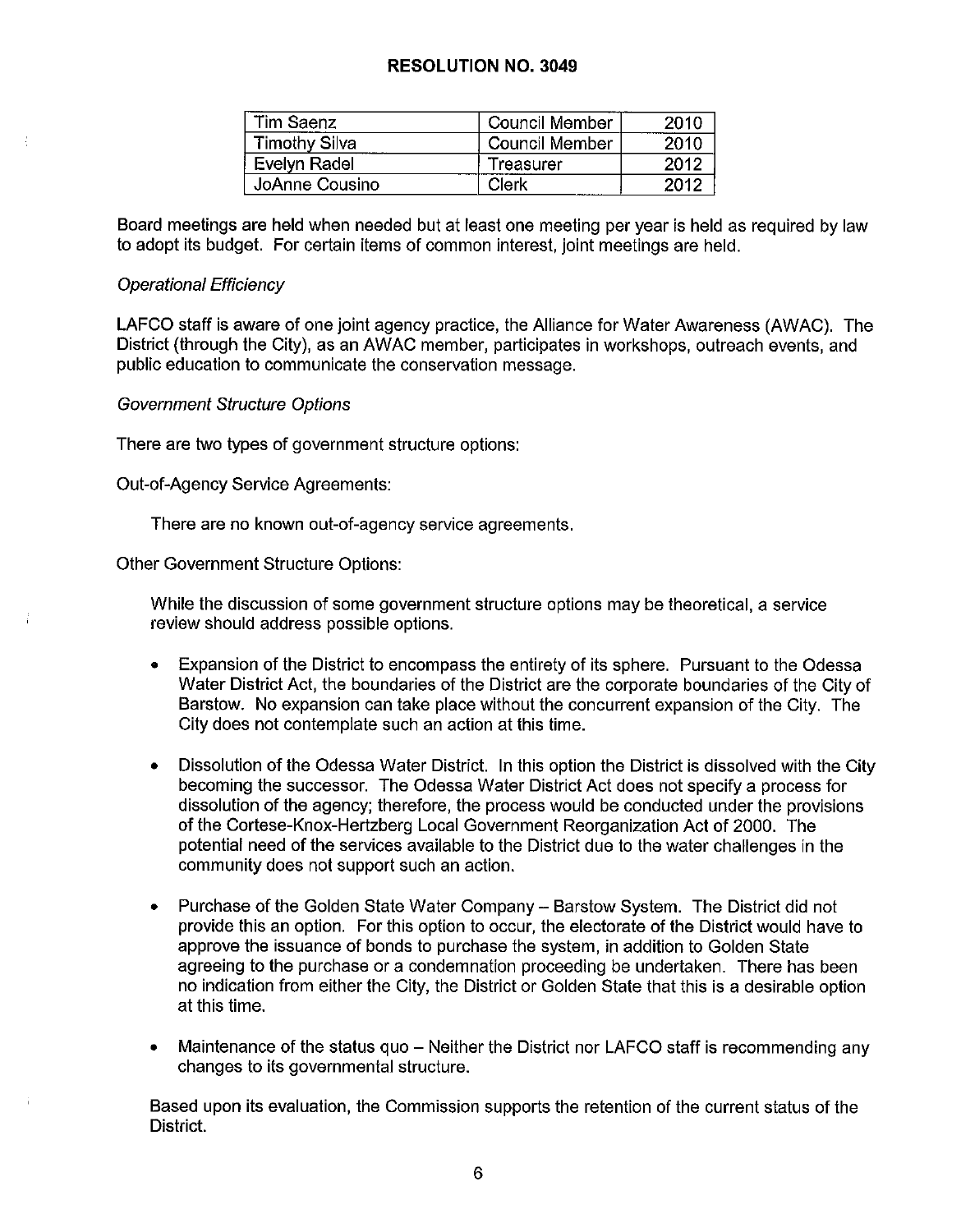# RESOLUTION NO. 3049

| Tim Saenz | Council Member | 2010 |
|---|---|---|
| Timothy Silva | Council Member | 2010 |
| Evelyn Radel | Treasurer | 2012 |
| JoAnne Cousino | Clerk | 2012 |

Board meetings are held when needed but at least one meeting per year is held as required by law to adopt its budget. For certain items of common interest, joint meetings are held.

*Operational Efficiency*

LAFCO staff is aware of one joint agency practice, the Alliance for Water Awareness (AWAC). The District (through the City), as an AWAC member, participates in workshops, outreach events, and public education to communicate the conservation message.

*Government Structure Options*

There are two types of government structure options:

Out-of-Agency Service Agreements:

There are no known out-of-agency service agreements.

Other Government Structure Options:

While the discussion of some government structure options may be theoretical, a service review should address possible options.

- Expansion of the District to encompass the entirety of its sphere. Pursuant to the Odessa Water District Act, the boundaries of the District are the corporate boundaries of the City of Barstow. No expansion can take place without the concurrent expansion of the City. The City does not contemplate such an action at this time.

- Dissolution of the Odessa Water District. In this option the District is dissolved with the City becoming the successor. The Odessa Water District Act does not specify a process for dissolution of the agency; therefore, the process would be conducted under the provisions of the Cortese-Knox-Hertzberg Local Government Reorganization Act of 2000. The potential need of the services available to the District due to the water challenges in the community does not support such an action.

- Purchase of the Golden State Water Company – Barstow System. The District did not provide this an option. For this option to occur, the electorate of the District would have to approve the issuance of bonds to purchase the system, in addition to Golden State agreeing to the purchase or a condemnation proceeding be undertaken. There has been no indication from either the City, the District or Golden State that this is a desirable option at this time.

- Maintenance of the status quo – Neither the District nor LAFCO staff is recommending any changes to its governmental structure.

Based upon its evaluation, the Commission supports the retention of the current status of the District.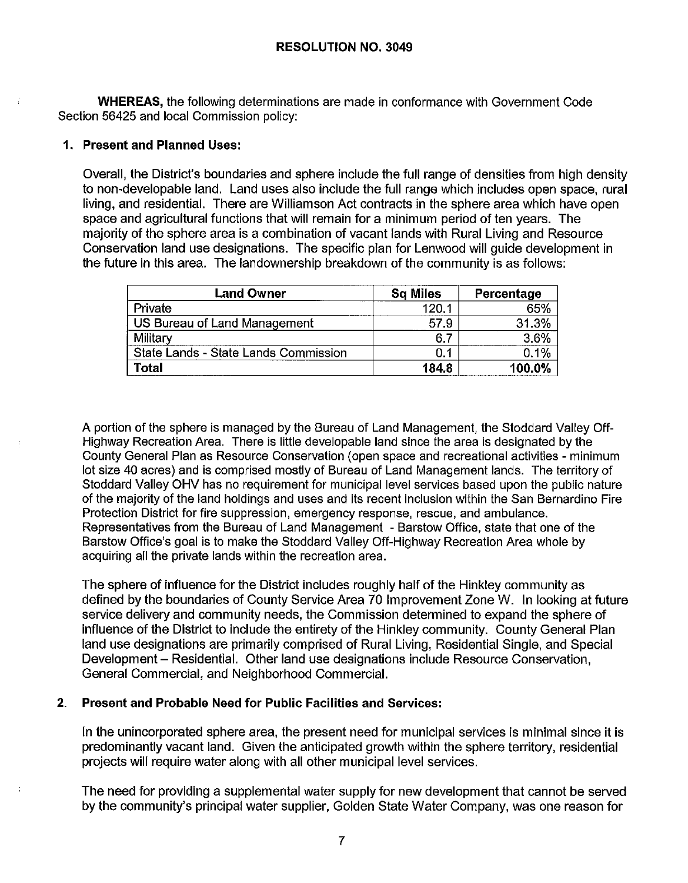**RESOLUTION NO. 3049**

**WHEREAS,** the following determinations are made in conformance with Government Code Section 56425 and local Commission policy:

**1. Present and Planned Uses:**

Overall, the District's boundaries and sphere include the full range of densities from high density to non-developable land. Land uses also include the full range which includes open space, rural living, and residential. There are Williamson Act contracts in the sphere area which have open space and agricultural functions that will remain for a minimum period of ten years. The majority of the sphere area is a combination of vacant lands with Rural Living and Resource Conservation land use designations. The specific plan for Lenwood will guide development in the future in this area. The landownership breakdown of the community is as follows:

| Land Owner | Sq Miles | Percentage |
|---|---|---|
| Private | 120.1 | 65% |
| US Bureau of Land Management | 57.9 | 31.3% |
| Military | 6.7 | 3.6% |
| State Lands - State Lands Commission | 0.1 | 0.1% |
| **Total** | **184.8** | **100.0%** |

A portion of the sphere is managed by the Bureau of Land Management, the Stoddard Valley Off-Highway Recreation Area. There is little developable land since the area is designated by the County General Plan as Resource Conservation (open space and recreational activities - minimum lot size 40 acres) and is comprised mostly of Bureau of Land Management lands. The territory of Stoddard Valley OHV has no requirement for municipal level services based upon the public nature of the majority of the land holdings and uses and its recent inclusion within the San Bernardino Fire Protection District for fire suppression, emergency response, rescue, and ambulance. Representatives from the Bureau of Land Management - Barstow Office, state that one of the Barstow Office's goal is to make the Stoddard Valley Off-Highway Recreation Area whole by acquiring all the private lands within the recreation area.

The sphere of influence for the District includes roughly half of the Hinkley community as defined by the boundaries of County Service Area 70 Improvement Zone W. In looking at future service delivery and community needs, the Commission determined to expand the sphere of influence of the District to include the entirety of the Hinkley community. County General Plan land use designations are primarily comprised of Rural Living, Residential Single, and Special Development – Residential. Other land use designations include Resource Conservation, General Commercial, and Neighborhood Commercial.

**2. Present and Probable Need for Public Facilities and Services:**

In the unincorporated sphere area, the present need for municipal services is minimal since it is predominantly vacant land. Given the anticipated growth within the sphere territory, residential projects will require water along with all other municipal level services.

The need for providing a supplemental water supply for new development that cannot be served by the community's principal water supplier, Golden State Water Company, was one reason for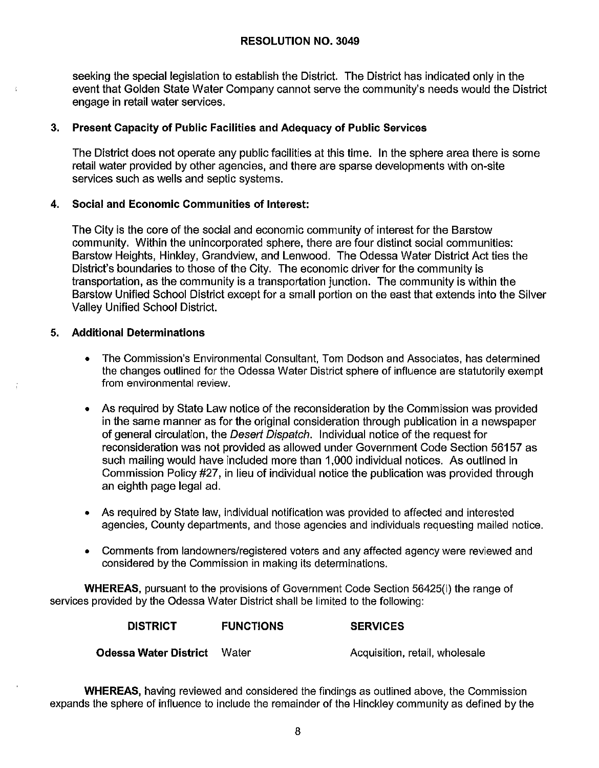seeking the special legislation to establish the District. The District has indicated only in the event that Golden State Water Company cannot serve the community's needs would the District engage in retail water services.

**3. Present Capacity of Public Facilities and Adequacy of Public Services**

The District does not operate any public facilities at this time. In the sphere area there is some retail water provided by other agencies, and there are sparse developments with on-site services such as wells and septic systems.

**4. Social and Economic Communities of Interest:**

The City is the core of the social and economic community of interest for the Barstow community. Within the unincorporated sphere, there are four distinct social communities: Barstow Heights, Hinkley, Grandview, and Lenwood. The Odessa Water District Act ties the District's boundaries to those of the City. The economic driver for the community is transportation, as the community is a transportation junction. The community is within the Barstow Unified School District except for a small portion on the east that extends into the Silver Valley Unified School District.

**5. Additional Determinations**

- The Commission's Environmental Consultant, Tom Dodson and Associates, has determined the changes outlined for the Odessa Water District sphere of influence are statutorily exempt from environmental review.

- As required by State Law notice of the reconsideration by the Commission was provided in the same manner as for the original consideration through publication in a newspaper of general circulation, the *Desert Dispatch*. Individual notice of the request for reconsideration was not provided as allowed under Government Code Section 56157 as such mailing would have included more than 1,000 individual notices. As outlined in Commission Policy #27, in lieu of individual notice the publication was provided through an eighth page legal ad.

- As required by State law, individual notification was provided to affected and interested agencies, County departments, and those agencies and individuals requesting mailed notice.

- Comments from landowners/registered voters and any affected agency were reviewed and considered by the Commission in making its determinations.

**WHEREAS,** pursuant to the provisions of Government Code Section 56425(i) the range of services provided by the Odessa Water District shall be limited to the following:

| DISTRICT | FUNCTIONS | SERVICES |
|---|---|---|
| **Odessa Water District** | Water | Acquisition, retail, wholesale |

**WHEREAS,** having reviewed and considered the findings as outlined above, the Commission expands the sphere of influence to include the remainder of the Hinckley community as defined by the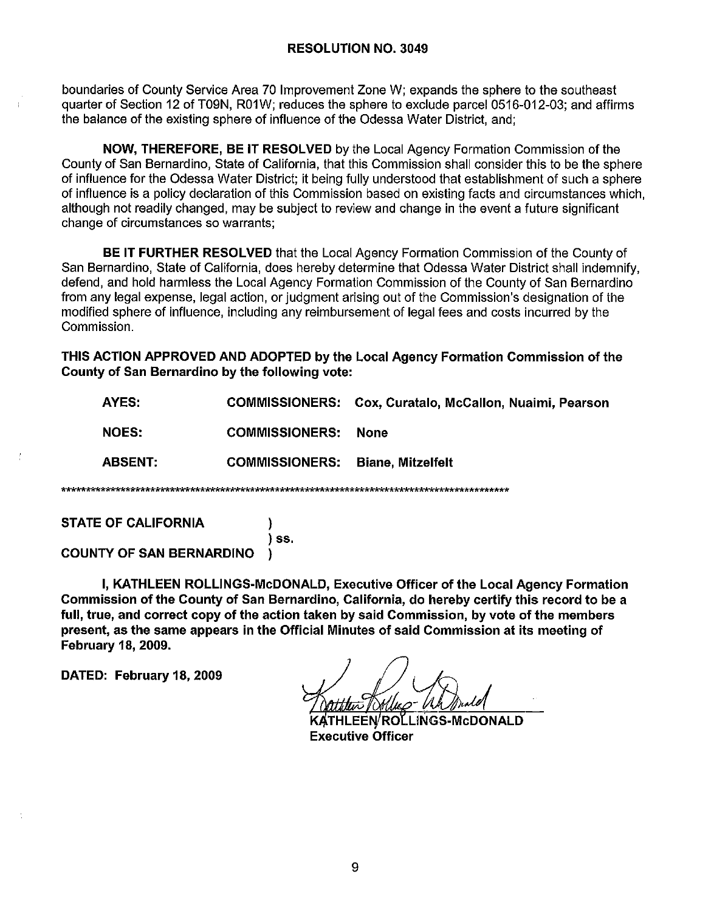**RESOLUTION NO. 3049**

boundaries of County Service Area 70 Improvement Zone W; expands the sphere to the southeast quarter of Section 12 of T09N, R01W; reduces the sphere to exclude parcel 0516-012-03; and affirms the balance of the existing sphere of influence of the Odessa Water District, and;

**NOW, THEREFORE, BE IT RESOLVED** by the Local Agency Formation Commission of the County of San Bernardino, State of California, that this Commission shall consider this to be the sphere of influence for the Odessa Water District; it being fully understood that establishment of such a sphere of influence is a policy declaration of this Commission based on existing facts and circumstances which, although not readily changed, may be subject to review and change in the event a future significant change of circumstances so warrants;

**BE IT FURTHER RESOLVED** that the Local Agency Formation Commission of the County of San Bernardino, State of California, does hereby determine that Odessa Water District shall indemnify, defend, and hold harmless the Local Agency Formation Commission of the County of San Bernardino from any legal expense, legal action, or judgment arising out of the Commission's designation of the modified sphere of influence, including any reimbursement of legal fees and costs incurred by the Commission.

**THIS ACTION APPROVED AND ADOPTED by the Local Agency Formation Commission of the County of San Bernardino by the following vote:**

| | | |
|---|---|---|
| **AYES:** | **COMMISSIONERS:** | **Cox, Curatalo, McCallon, Nuaimi, Pearson** |
| **NOES:** | **COMMISSIONERS:** | **None** |
| **ABSENT:** | **COMMISSIONERS:** | **Biane, Mitzelfelt** |

*************************************************************************************************

**STATE OF CALIFORNIA** )
) ss.
**COUNTY OF SAN BERNARDINO** )

**I, KATHLEEN ROLLINGS-McDONALD, Executive Officer of the Local Agency Formation Commission of the County of San Bernardino, California, do hereby certify this record to be a full, true, and correct copy of the action taken by said Commission, by vote of the members present, as the same appears in the Official Minutes of said Commission at its meeting of February 18, 2009.**

**DATED: February 18, 2009**

**KATHLEEN ROLLINGS-McDONALD**
**Executive Officer**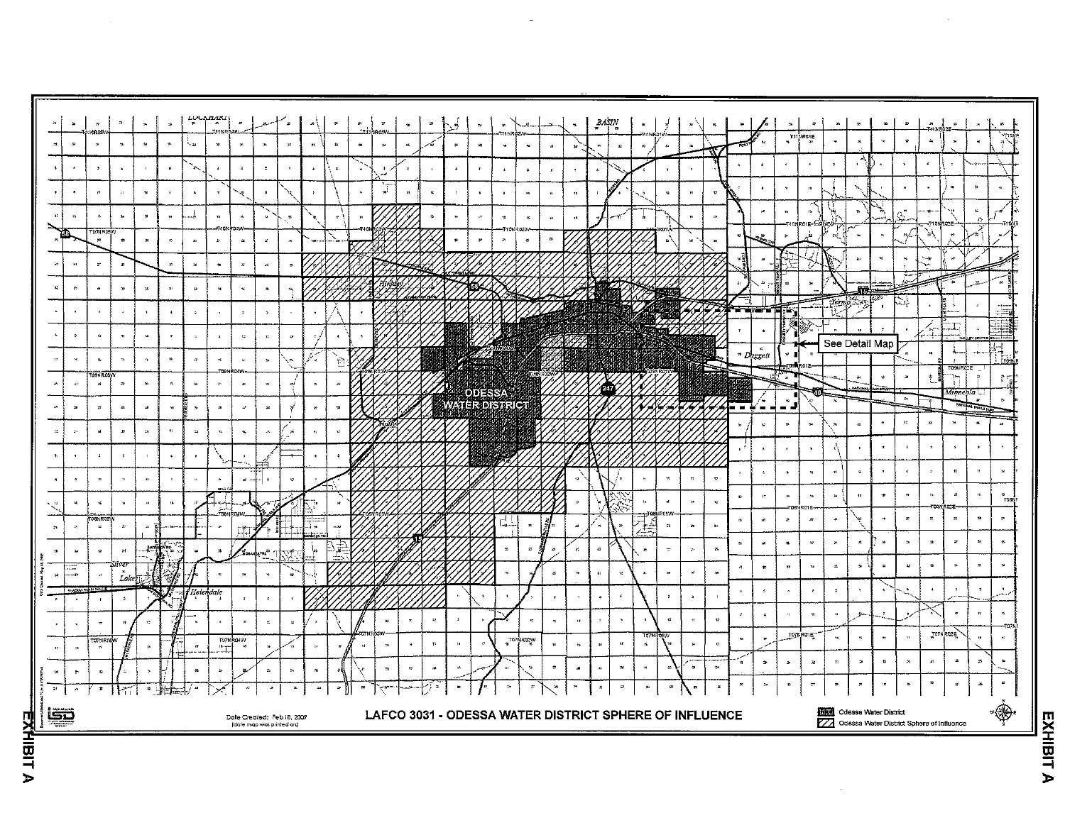# LAFCO 3031 - ODESSA WATER DISTRICT SPHERE OF INFLUENCE

EXHIBIT A

ODESSA WATER DISTRICT

See Detail Map

Date Created: Feb 18, 2009
(date map was printed on)

Legend:
- Odessa Water District
- Odessa Water District Sphere of Influence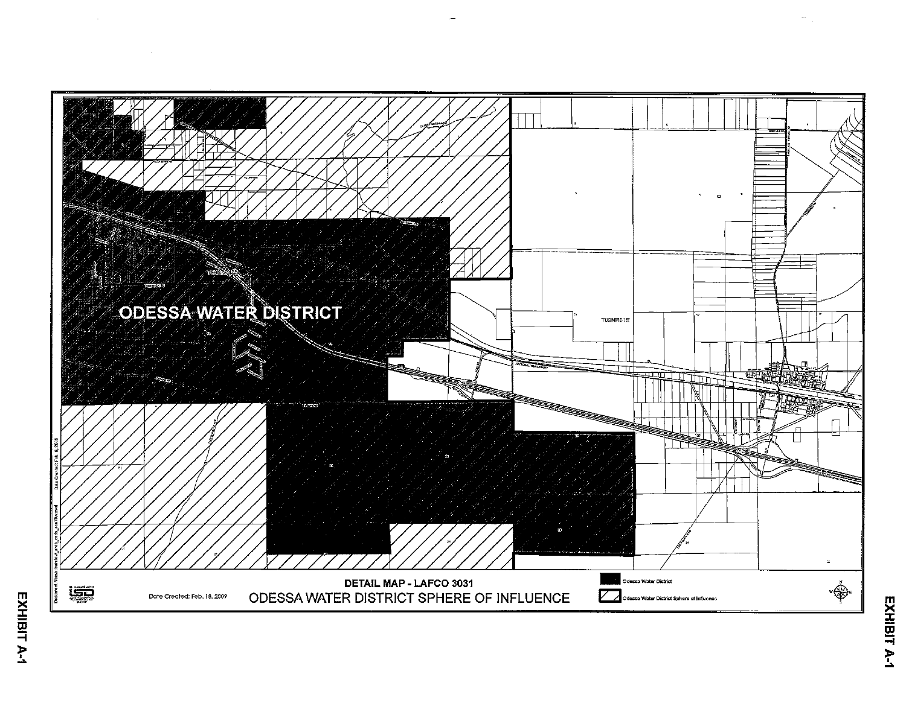EXHIBIT A-1

ODESSA WATER DISTRICT

T09NR01E

NATIONAL TRAILS HWY

DETAIL MAP - LAFCO 3031

ODESSA WATER DISTRICT SPHERE OF INFLUENCE

Date Created: Feb. 18, 2009

Odessa Water District

Odessa Water District Sphere of Influence

EXHIBIT A-1